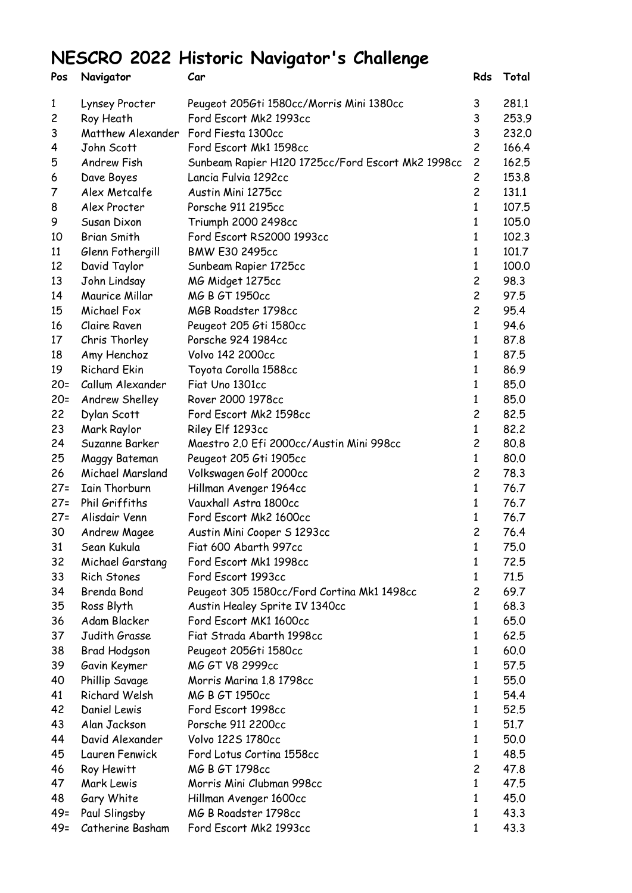# NESCRO 2022 Historic Navigator's Challenge

| Pos | Navigator | Car | Rds | Total |
|---|---|---|---|---|
| 1 | Lynsey Procter | Peugeot 205Gti 1580cc/Morris Mini 1380cc | 3 | 281.1 |
| 2 | Roy Heath | Ford Escort Mk2 1993cc | 3 | 253.9 |
| 3 | Matthew Alexander | Ford Fiesta 1300cc | 3 | 232.0 |
| 4 | John Scott | Ford Escort Mk1 1598cc | 2 | 166.4 |
| 5 | Andrew Fish | Sunbeam Rapier H120 1725cc/Ford Escort Mk2 1998cc | 2 | 162.5 |
| 6 | Dave Boyes | Lancia Fulvia 1292cc | 2 | 153.8 |
| 7 | Alex Metcalfe | Austin Mini 1275cc | 2 | 131.1 |
| 8 | Alex Procter | Porsche 911 2195cc | 1 | 107.5 |
| 9 | Susan Dixon | Triumph 2000 2498cc | 1 | 105.0 |
| 10 | Brian Smith | Ford Escort RS2000 1993cc | 1 | 102.3 |
| 11 | Glenn Fothergill | BMW E30 2495cc | 1 | 101.7 |
| 12 | David Taylor | Sunbeam Rapier 1725cc | 1 | 100.0 |
| 13 | John Lindsay | MG Midget 1275cc | 2 | 98.3 |
| 14 | Maurice Millar | MG B GT 1950cc | 2 | 97.5 |
| 15 | Michael Fox | MGB Roadster 1798cc | 2 | 95.4 |
| 16 | Claire Raven | Peugeot 205 Gti 1580cc | 1 | 94.6 |
| 17 | Chris Thorley | Porsche 924 1984cc | 1 | 87.8 |
| 18 | Amy Henchoz | Volvo 142 2000cc | 1 | 87.5 |
| 19 | Richard Ekin | Toyota Corolla 1588cc | 1 | 86.9 |
| 20= | Callum Alexander | Fiat Uno 1301cc | 1 | 85.0 |
| 20= | Andrew Shelley | Rover 2000 1978cc | 1 | 85.0 |
| 22 | Dylan Scott | Ford Escort Mk2 1598cc | 2 | 82.5 |
| 23 | Mark Raylor | Riley Elf 1293cc | 1 | 82.2 |
| 24 | Suzanne Barker | Maestro 2.0 Efi 2000cc/Austin Mini 998cc | 2 | 80.8 |
| 25 | Maggy Bateman | Peugeot 205 Gti 1905cc | 1 | 80.0 |
| 26 | Michael Marsland | Volkswagen Golf 2000cc | 2 | 78.3 |
| 27= | Iain Thorburn | Hillman Avenger 1964cc | 1 | 76.7 |
| 27= | Phil Griffiths | Vauxhall Astra 1800cc | 1 | 76.7 |
| 27= | Alisdair Venn | Ford Escort Mk2 1600cc | 1 | 76.7 |
| 30 | Andrew Magee | Austin Mini Cooper S 1293cc | 2 | 76.4 |
| 31 | Sean Kukula | Fiat 600 Abarth 997cc | 1 | 75.0 |
| 32 | Michael Garstang | Ford Escort Mk1 1998cc | 1 | 72.5 |
| 33 | Rich Stones | Ford Escort 1993cc | 1 | 71.5 |
| 34 | Brenda Bond | Peugeot 305 1580cc/Ford Cortina Mk1 1498cc | 2 | 69.7 |
| 35 | Ross Blyth | Austin Healey Sprite IV 1340cc | 1 | 68.3 |
| 36 | Adam Blacker | Ford Escort MK1 1600cc | 1 | 65.0 |
| 37 | Judith Grasse | Fiat Strada Abarth 1998cc | 1 | 62.5 |
| 38 | Brad Hodgson | Peugeot 205Gti 1580cc | 1 | 60.0 |
| 39 | Gavin Keymer | MG GT V8 2999cc | 1 | 57.5 |
| 40 | Phillip Savage | Morris Marina 1.8 1798cc | 1 | 55.0 |
| 41 | Richard Welsh | MG B GT 1950cc | 1 | 54.4 |
| 42 | Daniel Lewis | Ford Escort 1998cc | 1 | 52.5 |
| 43 | Alan Jackson | Porsche 911 2200cc | 1 | 51.7 |
| 44 | David Alexander | Volvo 122S 1780cc | 1 | 50.0 |
| 45 | Lauren Fenwick | Ford Lotus Cortina 1558cc | 1 | 48.5 |
| 46 | Roy Hewitt | MG B GT 1798cc | 2 | 47.8 |
| 47 | Mark Lewis | Morris Mini Clubman 998cc | 1 | 47.5 |
| 48 | Gary White | Hillman Avenger 1600cc | 1 | 45.0 |
| 49= | Paul Slingsby | MG B Roadster 1798cc | 1 | 43.3 |
| 49= | Catherine Basham | Ford Escort Mk2 1993cc | 1 | 43.3 |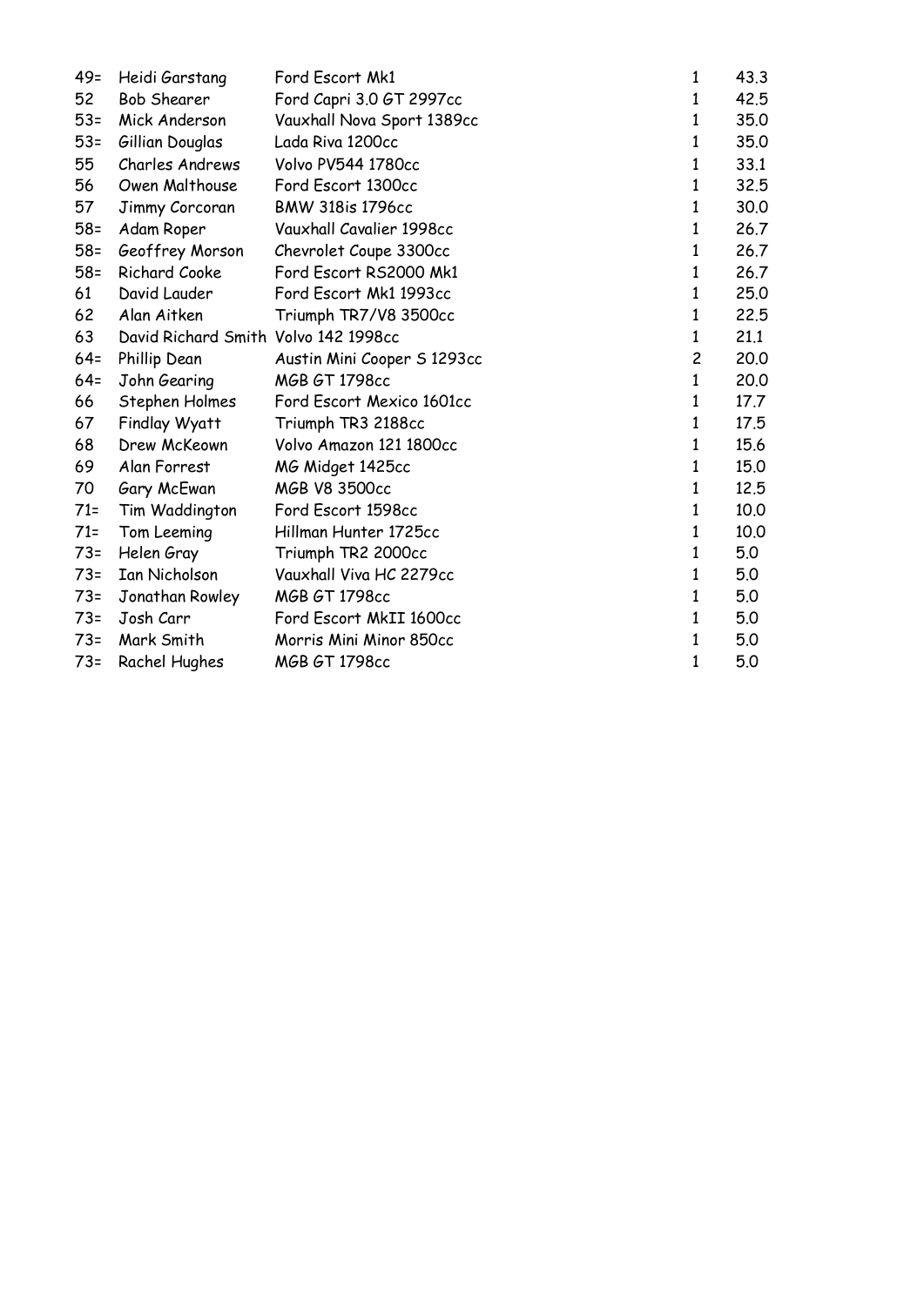| | | | | |
|---|---|---|---|---|
| 49= | Heidi Garstang | Ford Escort Mk1 | 1 | 43.3 |
| 52 | Bob Shearer | Ford Capri 3.0 GT 2997cc | 1 | 42.5 |
| 53= | Mick Anderson | Vauxhall Nova Sport 1389cc | 1 | 35.0 |
| 53= | Gillian Douglas | Lada Riva 1200cc | 1 | 35.0 |
| 55 | Charles Andrews | Volvo PV544 1780cc | 1 | 33.1 |
| 56 | Owen Malthouse | Ford Escort 1300cc | 1 | 32.5 |
| 57 | Jimmy Corcoran | BMW 318is 1796cc | 1 | 30.0 |
| 58= | Adam Roper | Vauxhall Cavalier 1998cc | 1 | 26.7 |
| 58= | Geoffrey Morson | Chevrolet Coupe 3300cc | 1 | 26.7 |
| 58= | Richard Cooke | Ford Escort RS2000 Mk1 | 1 | 26.7 |
| 61 | David Lauder | Ford Escort Mk1 1993cc | 1 | 25.0 |
| 62 | Alan Aitken | Triumph TR7/V8 3500cc | 1 | 22.5 |
| 63 | David Richard Smith | Volvo 142 1998cc | 1 | 21.1 |
| 64= | Phillip Dean | Austin Mini Cooper S 1293cc | 2 | 20.0 |
| 64= | John Gearing | MGB GT 1798cc | 1 | 20.0 |
| 66 | Stephen Holmes | Ford Escort Mexico 1601cc | 1 | 17.7 |
| 67 | Findlay Wyatt | Triumph TR3 2188cc | 1 | 17.5 |
| 68 | Drew McKeown | Volvo Amazon 121 1800cc | 1 | 15.6 |
| 69 | Alan Forrest | MG Midget 1425cc | 1 | 15.0 |
| 70 | Gary McEwan | MGB V8 3500cc | 1 | 12.5 |
| 71= | Tim Waddington | Ford Escort 1598cc | 1 | 10.0 |
| 71= | Tom Leeming | Hillman Hunter 1725cc | 1 | 10.0 |
| 73= | Helen Gray | Triumph TR2 2000cc | 1 | 5.0 |
| 73= | Ian Nicholson | Vauxhall Viva HC 2279cc | 1 | 5.0 |
| 73= | Jonathan Rowley | MGB GT 1798cc | 1 | 5.0 |
| 73= | Josh Carr | Ford Escort MkII 1600cc | 1 | 5.0 |
| 73= | Mark Smith | Morris Mini Minor 850cc | 1 | 5.0 |
| 73= | Rachel Hughes | MGB GT 1798cc | 1 | 5.0 |